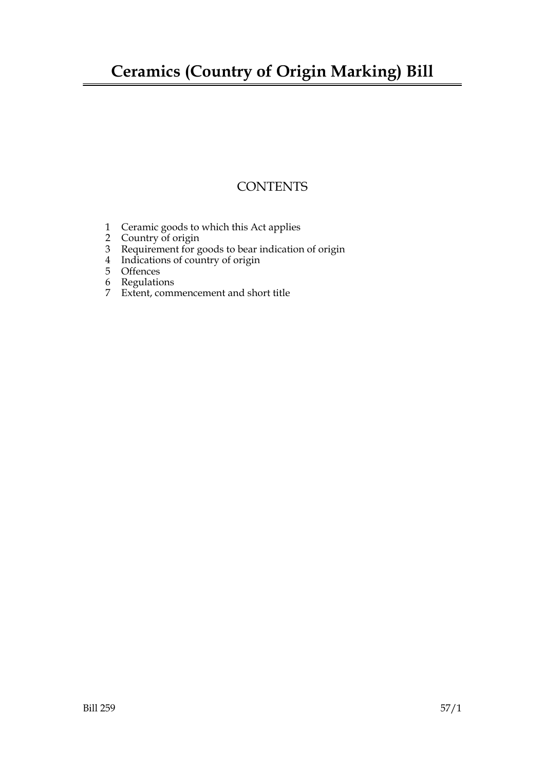# Ceramics (Country of Origin Marking) Bill

## CONTENTS

1 Ceramic goods to which this Act applies
2 Country of origin
3 Requirement for goods to bear indication of origin
4 Indications of country of origin
5 Offences
6 Regulations
7 Extent, commencement and short title

Bill 259 57/1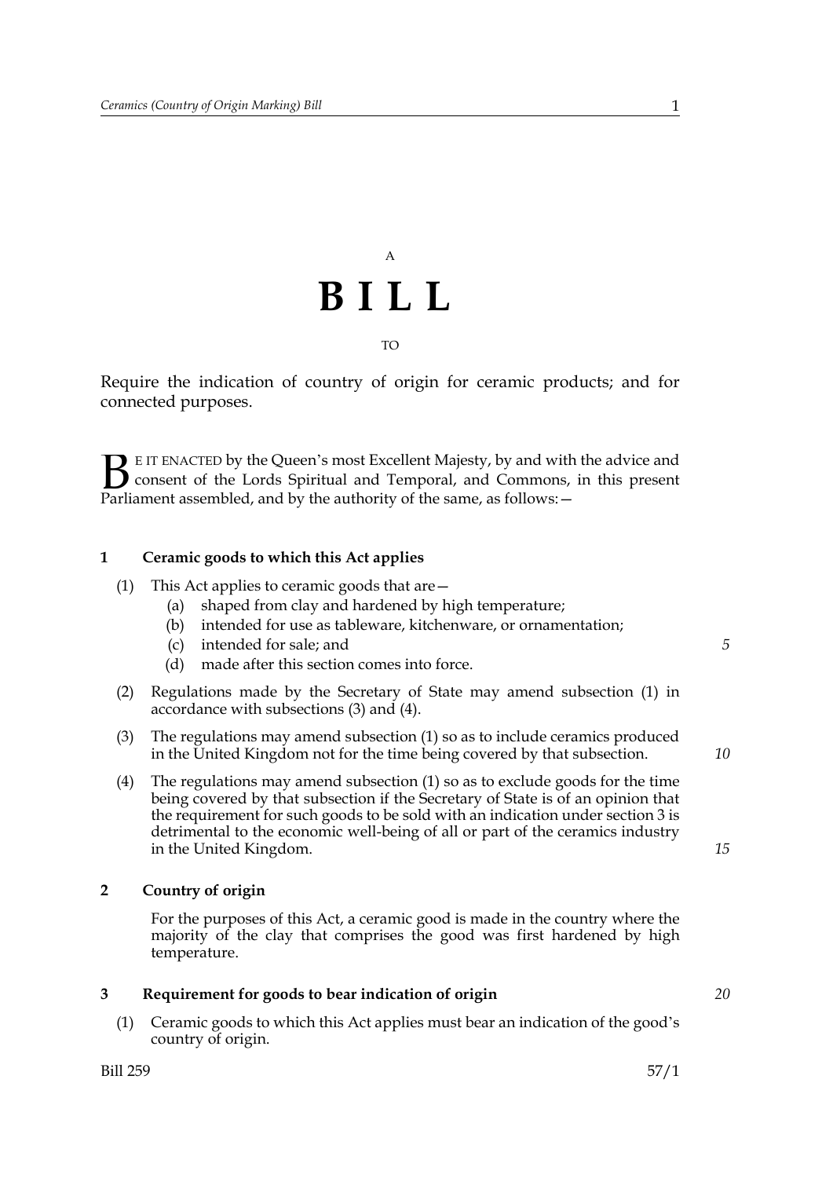A

# B I L L

TO

Require the indication of country of origin for ceramic products; and for connected purposes.

BE IT ENACTED by the Queen's most Excellent Majesty, by and with the advice and consent of the Lords Spiritual and Temporal, and Commons, in this present Parliament assembled, and by the authority of the same, as follows:—

### 1 Ceramic goods to which this Act applies

(1) This Act applies to ceramic goods that are—

- (a) shaped from clay and hardened by high temperature;
- (b) intended for use as tableware, kitchenware, or ornamentation;
- (c) intended for sale; and
- (d) made after this section comes into force.

(2) Regulations made by the Secretary of State may amend subsection (1) in accordance with subsections (3) and (4).

(3) The regulations may amend subsection (1) so as to include ceramics produced in the United Kingdom not for the time being covered by that subsection.

(4) The regulations may amend subsection (1) so as to exclude goods for the time being covered by that subsection if the Secretary of State is of an opinion that the requirement for such goods to be sold with an indication under section 3 is detrimental to the economic well-being of all or part of the ceramics industry in the United Kingdom.

### 2 Country of origin

For the purposes of this Act, a ceramic good is made in the country where the majority of the clay that comprises the good was first hardened by high temperature.

### 3 Requirement for goods to bear indication of origin

(1) Ceramic goods to which this Act applies must bear an indication of the good's country of origin.

Bill 259 57/1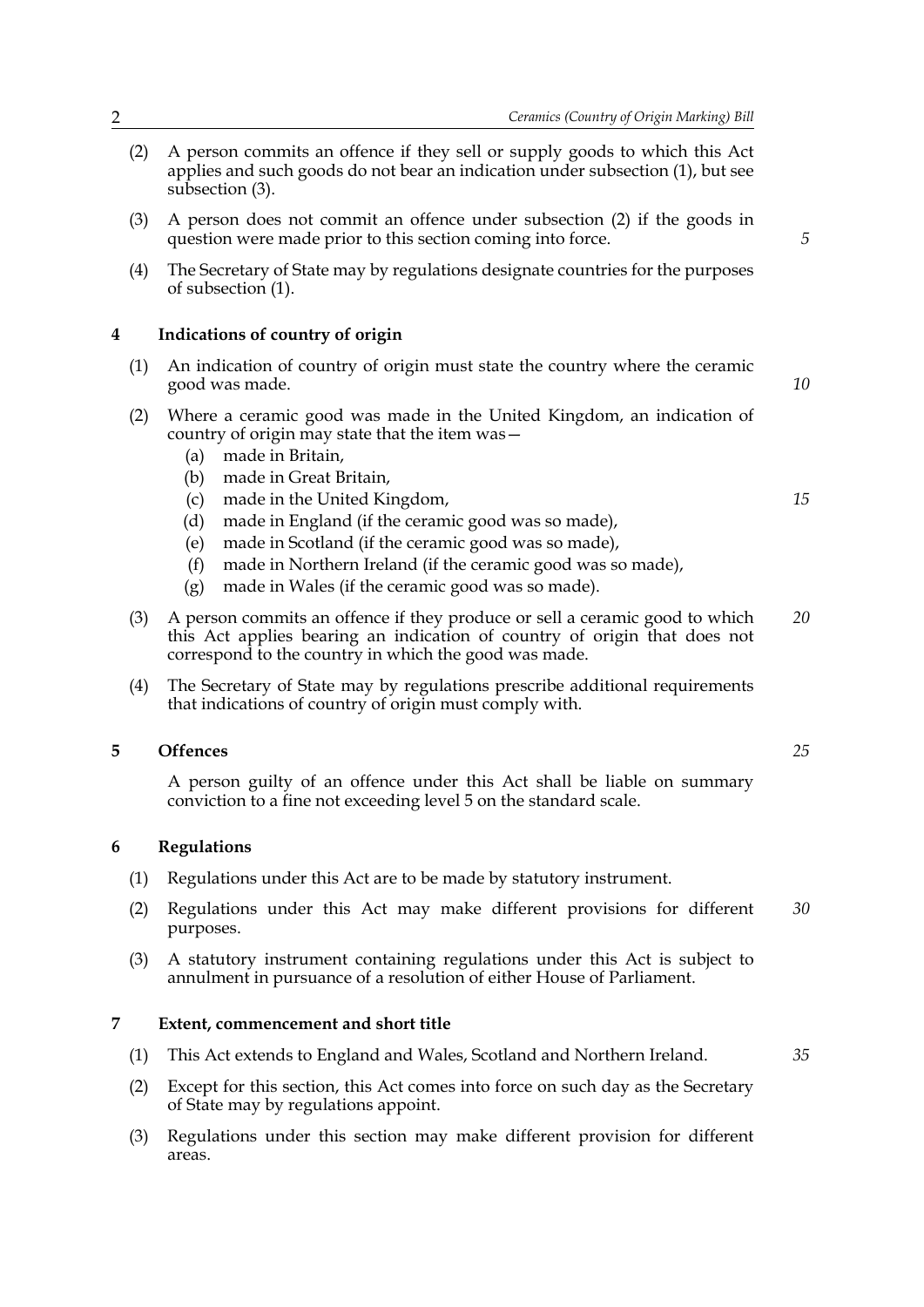(2) A person commits an offence if they sell or supply goods to which this Act applies and such goods do not bear an indication under subsection (1), but see subsection (3).

(3) A person does not commit an offence under subsection (2) if the goods in question were made prior to this section coming into force.

(4) The Secretary of State may by regulations designate countries for the purposes of subsection (1).

## 4 Indications of country of origin

(1) An indication of country of origin must state the country where the ceramic good was made.

(2) Where a ceramic good was made in the United Kingdom, an indication of country of origin may state that the item was—

- (a) made in Britain,
- (b) made in Great Britain,
- (c) made in the United Kingdom,
- (d) made in England (if the ceramic good was so made),
- (e) made in Scotland (if the ceramic good was so made),
- (f) made in Northern Ireland (if the ceramic good was so made),
- (g) made in Wales (if the ceramic good was so made).

(3) A person commits an offence if they produce or sell a ceramic good to which this Act applies bearing an indication of country of origin that does not correspond to the country in which the good was made.

(4) The Secretary of State may by regulations prescribe additional requirements that indications of country of origin must comply with.

## 5 Offences

A person guilty of an offence under this Act shall be liable on summary conviction to a fine not exceeding level 5 on the standard scale.

## 6 Regulations

(1) Regulations under this Act are to be made by statutory instrument.

(2) Regulations under this Act may make different provisions for different purposes.

(3) A statutory instrument containing regulations under this Act is subject to annulment in pursuance of a resolution of either House of Parliament.

## 7 Extent, commencement and short title

(1) This Act extends to England and Wales, Scotland and Northern Ireland.

(2) Except for this section, this Act comes into force on such day as the Secretary of State may by regulations appoint.

(3) Regulations under this section may make different provision for different areas.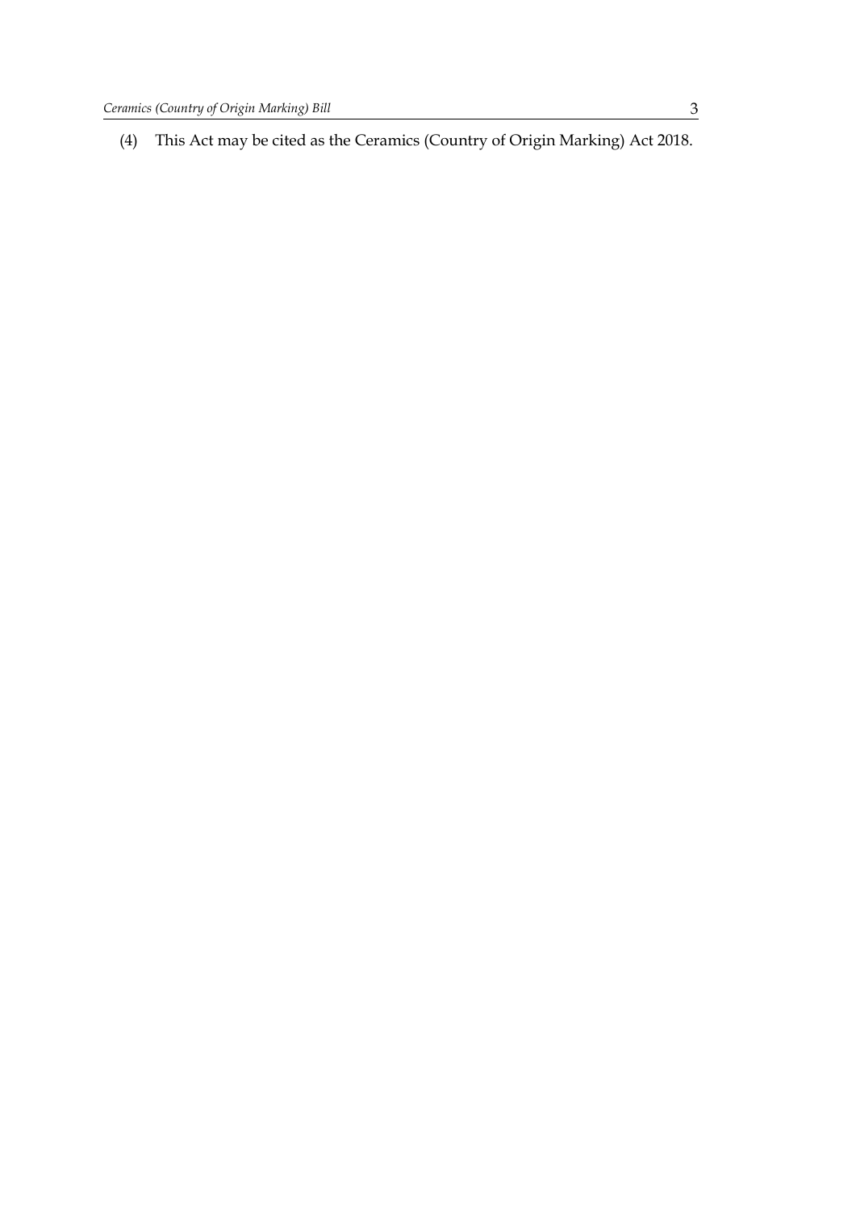(4) This Act may be cited as the Ceramics (Country of Origin Marking) Act 2018.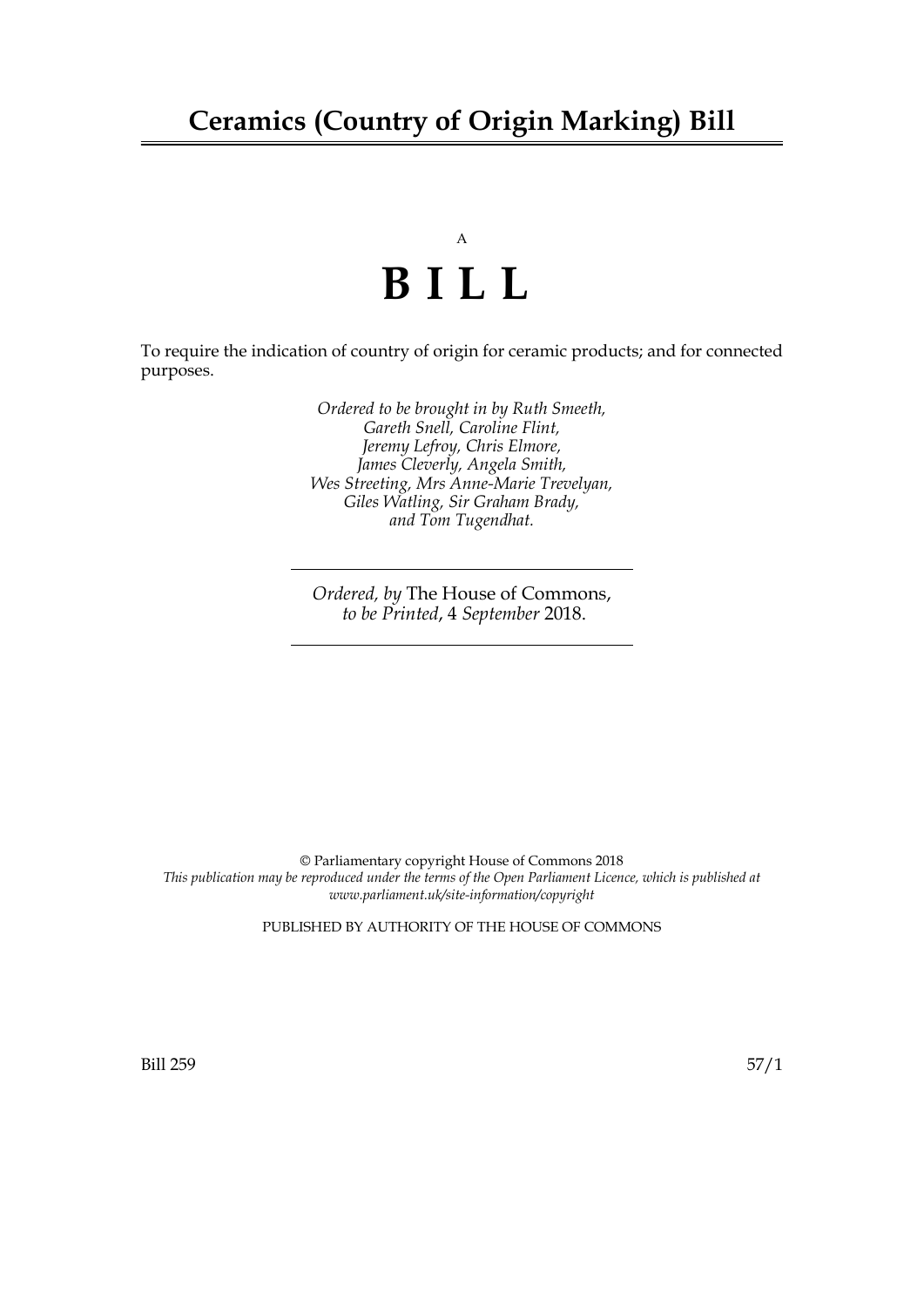# Ceramics (Country of Origin Marking) Bill

A

# B I L L

To require the indication of country of origin for ceramic products; and for connected purposes.

*Ordered to be brought in by Ruth Smeeth, Gareth Snell, Caroline Flint, Jeremy Lefroy, Chris Elmore, James Cleverly, Angela Smith, Wes Streeting, Mrs Anne-Marie Trevelyan, Giles Watling, Sir Graham Brady, and Tom Tugendhat.*

---

*Ordered, by* The House of Commons, *to be Printed*, 4 *September* 2018.

---

© Parliamentary copyright House of Commons 2018
*This publication may be reproduced under the terms of the Open Parliament Licence, which is published at www.parliament.uk/site-information/copyright*

PUBLISHED BY AUTHORITY OF THE HOUSE OF COMMONS

Bill 259 57/1